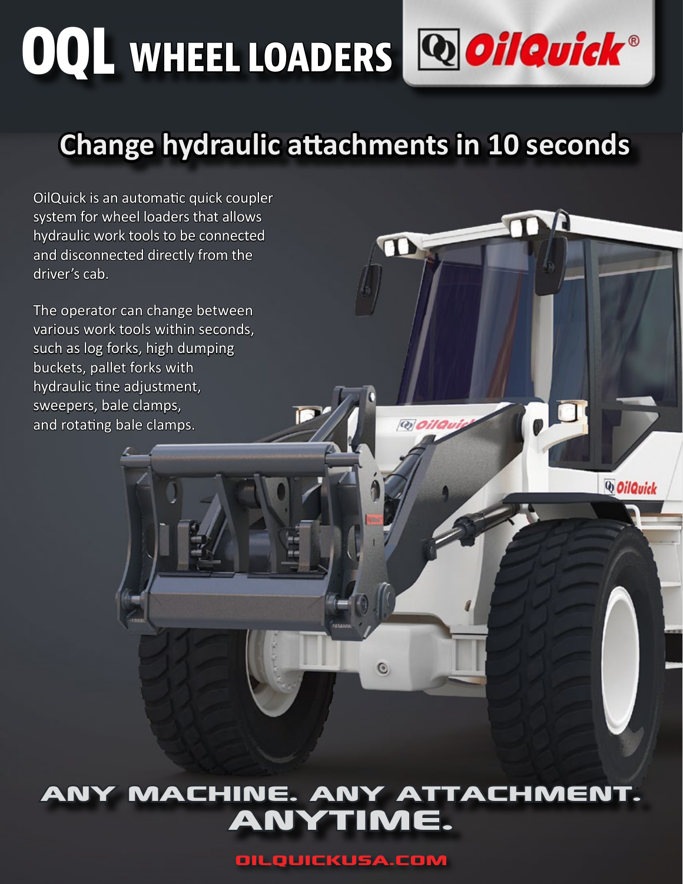# OQL WHEEL LOADERS

OilQuick®

## Change hydraulic attachments in 10 seconds

OilQuick is an automatic quick coupler system for wheel loaders that allows hydraulic work tools to be connected and disconnected directly from the driver's cab.

The operator can change between various work tools within seconds, such as log forks, high dumping buckets, pallet forks with hydraulic tine adjustment, sweepers, bale clamps, and rotating bale clamps.

**ANY MACHINE. ANY ATTACHMENT. ANYTIME.**

OILQUICKUSA.COM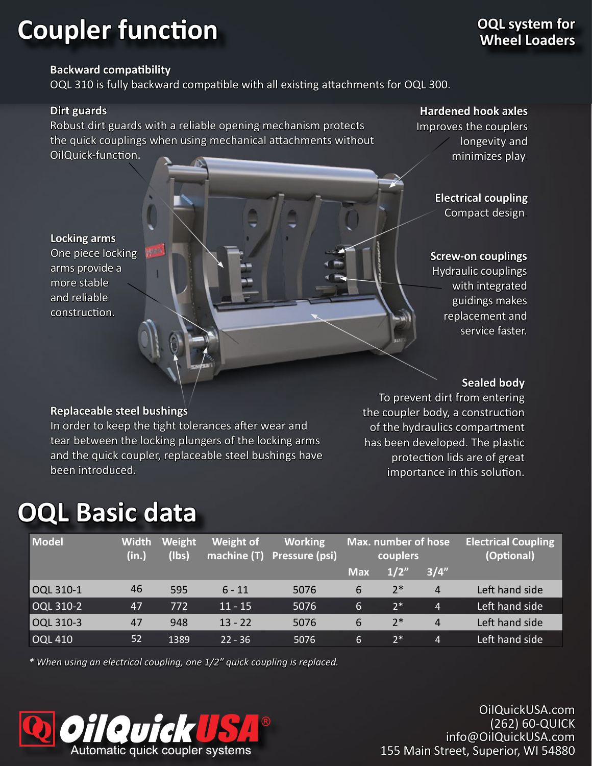# Coupler function

**OQL system for Wheel Loaders**

**Backward compatibility**
OQL 310 is fully backward compatible with all existing attachments for OQL 300.

**Dirt guards**
Robust dirt guards with a reliable opening mechanism protects the quick couplings when using mechanical attachments without OilQuick-function.

**Hardened hook axles**
Improves the couplers longevity and minimizes play

**Electrical coupling**
Compact design

**Locking arms**
One piece locking arms provide a more stable and reliable construction.

**Screw-on couplings**
Hydraulic couplings with integrated guidings makes replacement and service faster.

**Sealed body**
To prevent dirt from entering the coupler body, a construction of the hydraulics compartment has been developed. The plastic protection lids are of great importance in this solution.

**Replaceable steel bushings**
In order to keep the tight tolerances after wear and tear between the locking plungers of the locking arms and the quick coupler, replaceable steel bushings have been introduced.

# OQL Basic data

| Model | Width (in.) | Weight (lbs) | Weight of machine (T) | Working Pressure (psi) | Max. number of hose couplers | | | Electrical Coupling (Optional) |
|---|---|---|---|---|---|---|---|---|
| | | | | | Max | 1/2” | 3/4” | |
| OQL 310-1 | 46 | 595 | 6 - 11 | 5076 | 6 | 2* | 4 | Left hand side |
| OQL 310-2 | 47 | 772 | 11 - 15 | 5076 | 6 | 2* | 4 | Left hand side |
| OQL 310-3 | 47 | 948 | 13 - 22 | 5076 | 6 | 2* | 4 | Left hand side |
| OQL 410 | 52 | 1389 | 22 - 36 | 5076 | 6 | 2* | 4 | Left hand side |

*\* When using an electrical coupling, one 1/2” quick coupling is replaced.*

OilQuickUSA®
Automatic quick coupler systems

OilQuickUSA.com
(262) 60-QUICK
info@OilQuickUSA.com
155 Main Street, Superior, WI 54880